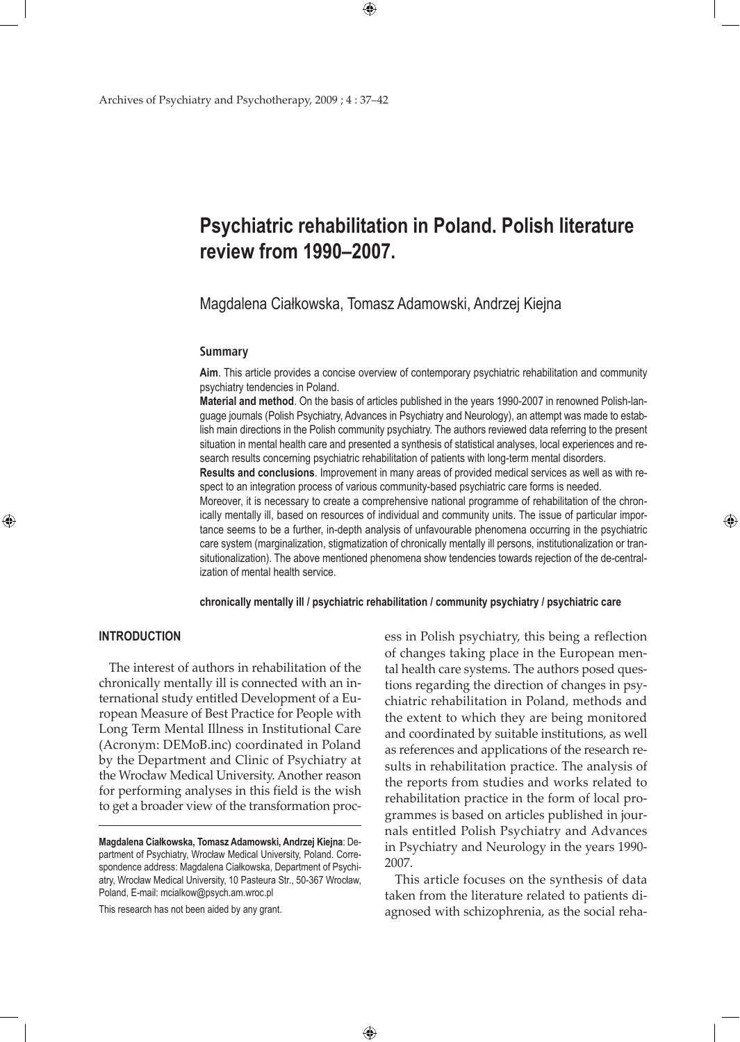# Psychiatric rehabilitation in Poland. Polish literature review from 1990–2007.

Magdalena Ciałkowska, Tomasz Adamowski, Andrzej Kiejna

## Summary

**Aim**. This article provides a concise overview of contemporary psychiatric rehabilitation and community psychiatry tendencies in Poland.

**Material and method**. On the basis of articles published in the years 1990-2007 in renowned Polish-language journals (Polish Psychiatry, Advances in Psychiatry and Neurology), an attempt was made to establish main directions in the Polish community psychiatry. The authors reviewed data referring to the present situation in mental health care and presented a synthesis of statistical analyses, local experiences and research results concerning psychiatric rehabilitation of patients with long-term mental disorders.

**Results and conclusions**. Improvement in many areas of provided medical services as well as with respect to an integration process of various community-based psychiatric care forms is needed.

Moreover, it is necessary to create a comprehensive national programme of rehabilitation of the chronically mentally ill, based on resources of individual and community units. The issue of particular importance seems to be a further, in-depth analysis of unfavourable phenomena occurring in the psychiatric care system (marginalization, stigmatization of chronically mentally ill persons, institutionalization or transitutionalization). The above mentioned phenomena show tendencies towards rejection of the de-centralization of mental health service.

**chronically mentally ill / psychiatric rehabilitation / community psychiatry / psychiatric care**

## INTRODUCTION

The interest of authors in rehabilitation of the chronically mentally ill is connected with an international study entitled Development of a European Measure of Best Practice for People with Long Term Mental Illness in Institutional Care (Acronym: DEMoB.inc) coordinated in Poland by the Department and Clinic of Psychiatry at the Wrocław Medical University. Another reason for performing analyses in this field is the wish to get a broader view of the transformation process in Polish psychiatry, this being a reflection of changes taking place in the European mental health care systems. The authors posed questions regarding the direction of changes in psychiatric rehabilitation in Poland, methods and the extent to which they are being monitored and coordinated by suitable institutions, as well as references and applications of the research results in rehabilitation practice. The analysis of the reports from studies and works related to rehabilitation practice in the form of local programmes is based on articles published in journals entitled Polish Psychiatry and Advances in Psychiatry and Neurology in the years 1990-2007.

This article focuses on the synthesis of data taken from the literature related to patients diagnosed with schizophrenia, as the social reha-

---

**Magdalena Ciałkowska, Tomasz Adamowski, Andrzej Kiejna**: Department of Psychiatry, Wrocław Medical University, Poland. Correspondence address: Magdalena Ciałkowska, Department of Psychiatry, Wrocław Medical University, 10 Pasteura Str., 50-367 Wrocław, Poland, E-mail: mcialkow@psych.am.wroc.pl

This research has not been aided by any grant.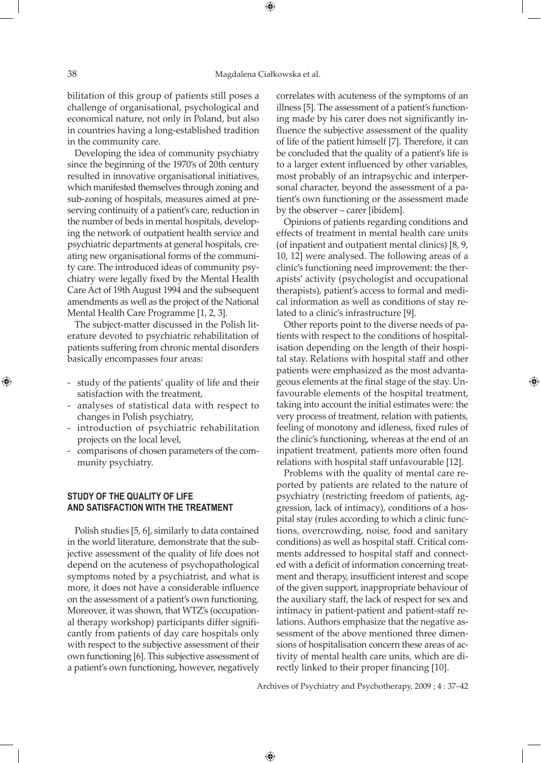bilitation of this group of patients still poses a challenge of organisational, psychological and economical nature, not only in Poland, but also in countries having a long-established tradition in the community care.

Developing the idea of community psychiatry since the beginning of the 1970's of 20th century resulted in innovative organisational initiatives, which manifested themselves through zoning and sub-zoning of hospitals, measures aimed at preserving continuity of a patient's care, reduction in the number of beds in mental hospitals, developing the network of outpatient health service and psychiatric departments at general hospitals, creating new organisational forms of the community care. The introduced ideas of community psychiatry were legally fixed by the Mental Health Care Act of 19th August 1994 and the subsequent amendments as well as the project of the National Mental Health Care Programme [1, 2, 3].

The subject-matter discussed in the Polish literature devoted to psychiatric rehabilitation of patients suffering from chronic mental disorders basically encompasses four areas:

- study of the patients' quality of life and their satisfaction with the treatment,
- analyses of statistical data with respect to changes in Polish psychiatry,
- introduction of psychiatric rehabilitation projects on the local level,
- comparisons of chosen parameters of the community psychiatry.

## STUDY OF THE QUALITY OF LIFE AND SATISFACTION WITH THE TREATMENT

Polish studies [5, 6], similarly to data contained in the world literature, demonstrate that the subjective assessment of the quality of life does not depend on the acuteness of psychopathological symptoms noted by a psychiatrist, and what is more, it does not have a considerable influence on the assessment of a patient's own functioning. Moreover, it was shown, that WTZ's (occupational therapy workshop) participants differ significantly from patients of day care hospitals only with respect to the subjective assessment of their own functioning [6]. This subjective assessment of a patient's own functioning, however, negatively correlates with acuteness of the symptoms of an illness [5]. The assessment of a patient's functioning made by his carer does not significantly influence the subjective assessment of the quality of life of the patient himself [7]. Therefore, it can be concluded that the quality of a patient's life is to a larger extent influenced by other variables, most probably of an intrapsychic and interpersonal character, beyond the assessment of a patient's own functioning or the assessment made by the observer – carer [ibidem].

Opinions of patients regarding conditions and effects of treatment in mental health care units (of inpatient and outpatient mental clinics) [8, 9, 10, 12] were analysed. The following areas of a clinic's functioning need improvement: the therapists' activity (psychologist and occupational therapists), patient's access to formal and medical information as well as conditions of stay related to a clinic's infrastructure [9].

Other reports point to the diverse needs of patients with respect to the conditions of hospitalisation depending on the length of their hospital stay. Relations with hospital staff and other patients were emphasized as the most advantageous elements at the final stage of the stay. Unfavourable elements of the hospital treatment, taking into account the initial estimates were: the very process of treatment, relation with patients, feeling of monotony and idleness, fixed rules of the clinic's functioning, whereas at the end of an inpatient treatment, patients more often found relations with hospital staff unfavourable [12].

Problems with the quality of mental care reported by patients are related to the nature of psychiatry (restricting freedom of patients, aggression, lack of intimacy), conditions of a hospital stay (rules according to which a clinic functions, overcrowding, noise, food and sanitary conditions) as well as hospital staff. Critical comments addressed to hospital staff and connected with a deficit of information concerning treatment and therapy, insufficient interest and scope of the given support, inappropriate behaviour of the auxiliary staff, the lack of respect for sex and intimacy in patient-patient and patient-staff relations. Authors emphasize that the negative assessment of the above mentioned three dimensions of hospitalisation concern these areas of activity of mental health care units, which are directly linked to their proper financing [10].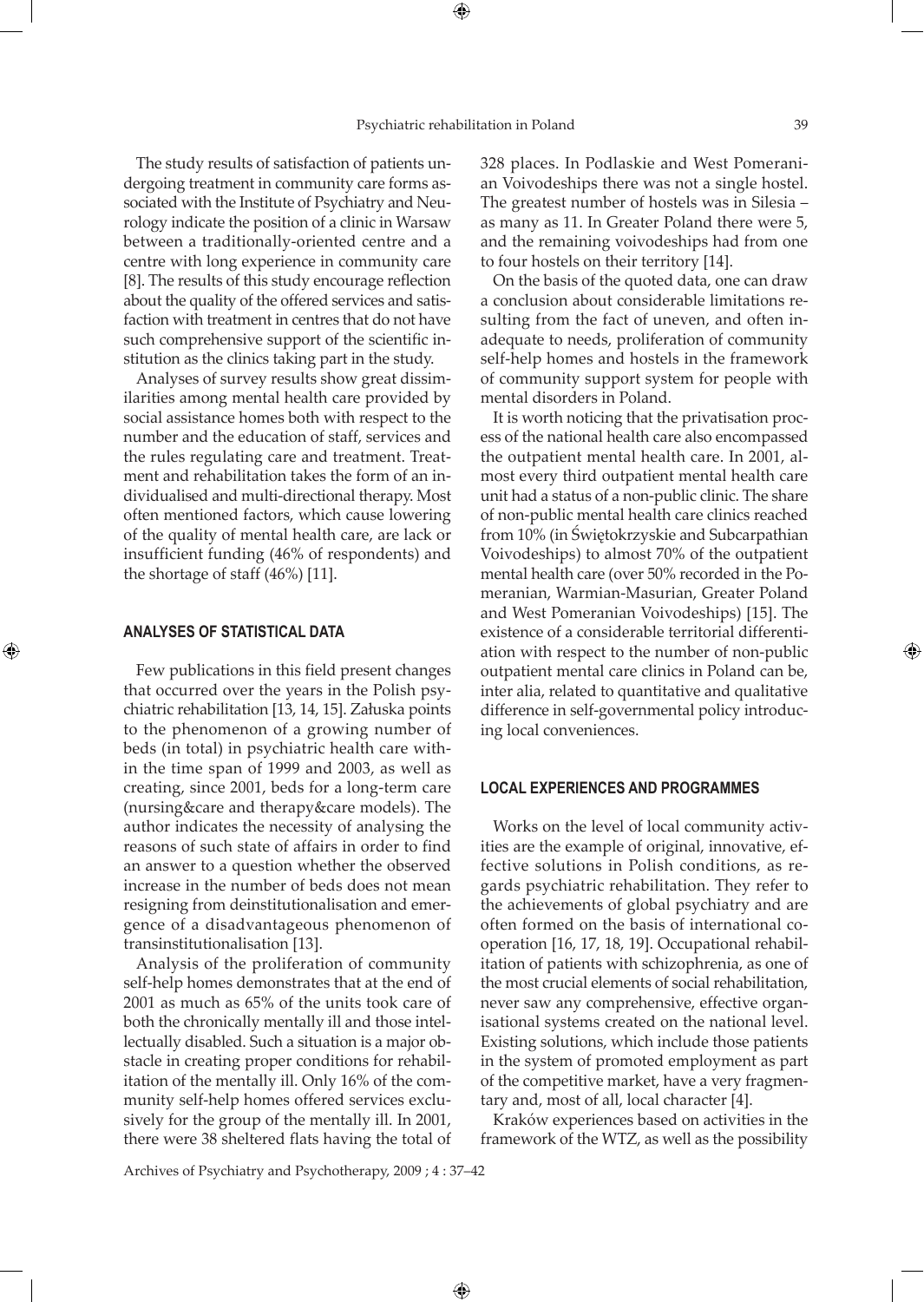The study results of satisfaction of patients undergoing treatment in community care forms associated with the Institute of Psychiatry and Neurology indicate the position of a clinic in Warsaw between a traditionally-oriented centre and a centre with long experience in community care [8]. The results of this study encourage reflection about the quality of the offered services and satisfaction with treatment in centres that do not have such comprehensive support of the scientific institution as the clinics taking part in the study.

Analyses of survey results show great dissimilarities among mental health care provided by social assistance homes both with respect to the number and the education of staff, services and the rules regulating care and treatment. Treatment and rehabilitation takes the form of an individualised and multi-directional therapy. Most often mentioned factors, which cause lowering of the quality of mental health care, are lack or insufficient funding (46% of respondents) and the shortage of staff (46%) [11].

## ANALYSES OF STATISTICAL DATA

Few publications in this field present changes that occurred over the years in the Polish psychiatric rehabilitation [13, 14, 15]. Załuska points to the phenomenon of a growing number of beds (in total) in psychiatric health care within the time span of 1999 and 2003, as well as creating, since 2001, beds for a long-term care (nursing&care and therapy&care models). The author indicates the necessity of analysing the reasons of such state of affairs in order to find an answer to a question whether the observed increase in the number of beds does not mean resigning from deinstitutionalisation and emergence of a disadvantageous phenomenon of transinstitutionalisation [13].

Analysis of the proliferation of community self-help homes demonstrates that at the end of 2001 as much as 65% of the units took care of both the chronically mentally ill and those intellectually disabled. Such a situation is a major obstacle in creating proper conditions for rehabilitation of the mentally ill. Only 16% of the community self-help homes offered services exclusively for the group of the mentally ill. In 2001, there were 38 sheltered flats having the total of 328 places. In Podlaskie and West Pomeranian Voivodeships there was not a single hostel. The greatest number of hostels was in Silesia – as many as 11. In Greater Poland there were 5, and the remaining voivodeships had from one to four hostels on their territory [14].

On the basis of the quoted data, one can draw a conclusion about considerable limitations resulting from the fact of uneven, and often inadequate to needs, proliferation of community self-help homes and hostels in the framework of community support system for people with mental disorders in Poland.

It is worth noticing that the privatisation process of the national health care also encompassed the outpatient mental health care. In 2001, almost every third outpatient mental health care unit had a status of a non-public clinic. The share of non-public mental health care clinics reached from 10% (in Świętokrzyskie and Subcarpathian Voivodeships) to almost 70% of the outpatient mental health care (over 50% recorded in the Pomeranian, Warmian-Masurian, Greater Poland and West Pomeranian Voivodeships) [15]. The existence of a considerable territorial differentiation with respect to the number of non-public outpatient mental care clinics in Poland can be, inter alia, related to quantitative and qualitative difference in self-governmental policy introducing local conveniences.

## LOCAL EXPERIENCES AND PROGRAMMES

Works on the level of local community activities are the example of original, innovative, effective solutions in Polish conditions, as regards psychiatric rehabilitation. They refer to the achievements of global psychiatry and are often formed on the basis of international cooperation [16, 17, 18, 19]. Occupational rehabilitation of patients with schizophrenia, as one of the most crucial elements of social rehabilitation, never saw any comprehensive, effective organisational systems created on the national level. Existing solutions, which include those patients in the system of promoted employment as part of the competitive market, have a very fragmentary and, most of all, local character [4].

Kraków experiences based on activities in the framework of the WTZ, as well as the possibility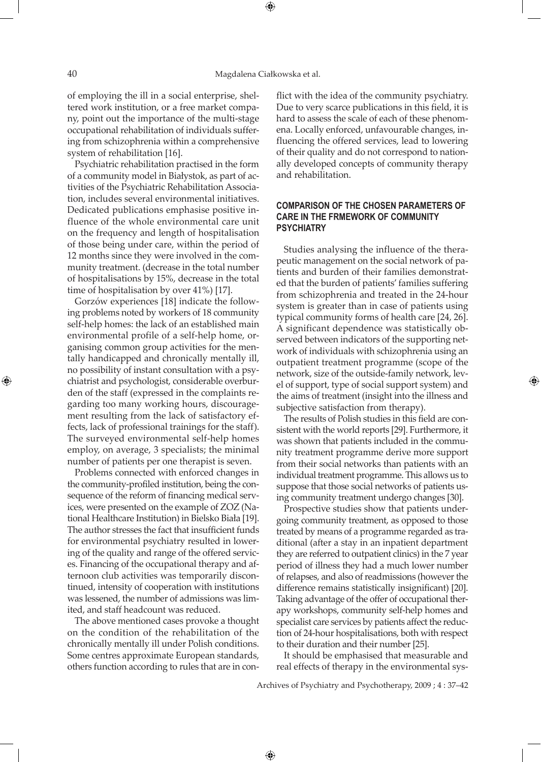of employing the ill in a social enterprise, sheltered work institution, or a free market company, point out the importance of the multi-stage occupational rehabilitation of individuals suffering from schizophrenia within a comprehensive system of rehabilitation [16].

Psychiatric rehabilitation practised in the form of a community model in Białystok, as part of activities of the Psychiatric Rehabilitation Association, includes several environmental initiatives. Dedicated publications emphasise positive influence of the whole environmental care unit on the frequency and length of hospitalisation of those being under care, within the period of 12 months since they were involved in the community treatment. (decrease in the total number of hospitalisations by 15%, decrease in the total time of hospitalisation by over 41%) [17].

Gorzów experiences [18] indicate the following problems noted by workers of 18 community self-help homes: the lack of an established main environmental profile of a self-help home, organising common group activities for the mentally handicapped and chronically mentally ill, no possibility of instant consultation with a psychiatrist and psychologist, considerable overburden of the staff (expressed in the complaints regarding too many working hours, discouragement resulting from the lack of satisfactory effects, lack of professional trainings for the staff). The surveyed environmental self-help homes employ, on average, 3 specialists; the minimal number of patients per one therapist is seven.

Problems connected with enforced changes in the community-profiled institution, being the consequence of the reform of financing medical services, were presented on the example of ZOZ (National Healthcare Institution) in Bielsko Biała [19]. The author stresses the fact that insufficient funds for environmental psychiatry resulted in lowering of the quality and range of the offered services. Financing of the occupational therapy and afternoon club activities was temporarily discontinued, intensity of cooperation with institutions was lessened, the number of admissions was limited, and staff headcount was reduced.

The above mentioned cases provoke a thought on the condition of the rehabilitation of the chronically mentally ill under Polish conditions. Some centres approximate European standards, others function according to rules that are in conflict with the idea of the community psychiatry. Due to very scarce publications in this field, it is hard to assess the scale of each of these phenomena. Locally enforced, unfavourable changes, influencing the offered services, lead to lowering of their quality and do not correspond to nationally developed concepts of community therapy and rehabilitation.

## COMPARISON OF THE CHOSEN PARAMETERS OF CARE IN THE FRMEWORK OF COMMUNITY PSYCHIATRY

Studies analysing the influence of the therapeutic management on the social network of patients and burden of their families demonstrated that the burden of patients' families suffering from schizophrenia and treated in the 24-hour system is greater than in case of patients using typical community forms of health care [24, 26]. A significant dependence was statistically observed between indicators of the supporting network of individuals with schizophrenia using an outpatient treatment programme (scope of the network, size of the outside-family network, level of support, type of social support system) and the aims of treatment (insight into the illness and subjective satisfaction from therapy).

The results of Polish studies in this field are consistent with the world reports [29]. Furthermore, it was shown that patients included in the community treatment programme derive more support from their social networks than patients with an individual treatment programme. This allows us to suppose that those social networks of patients using community treatment undergo changes [30].

Prospective studies show that patients undergoing community treatment, as opposed to those treated by means of a programme regarded as traditional (after a stay in an inpatient department they are referred to outpatient clinics) in the 7 year period of illness they had a much lower number of relapses, and also of readmissions (however the difference remains statistically insignificant) [20]. Taking advantage of the offer of occupational therapy workshops, community self-help homes and specialist care services by patients affect the reduction of 24-hour hospitalisations, both with respect to their duration and their number [25].

It should be emphasised that measurable and real effects of therapy in the environmental sys-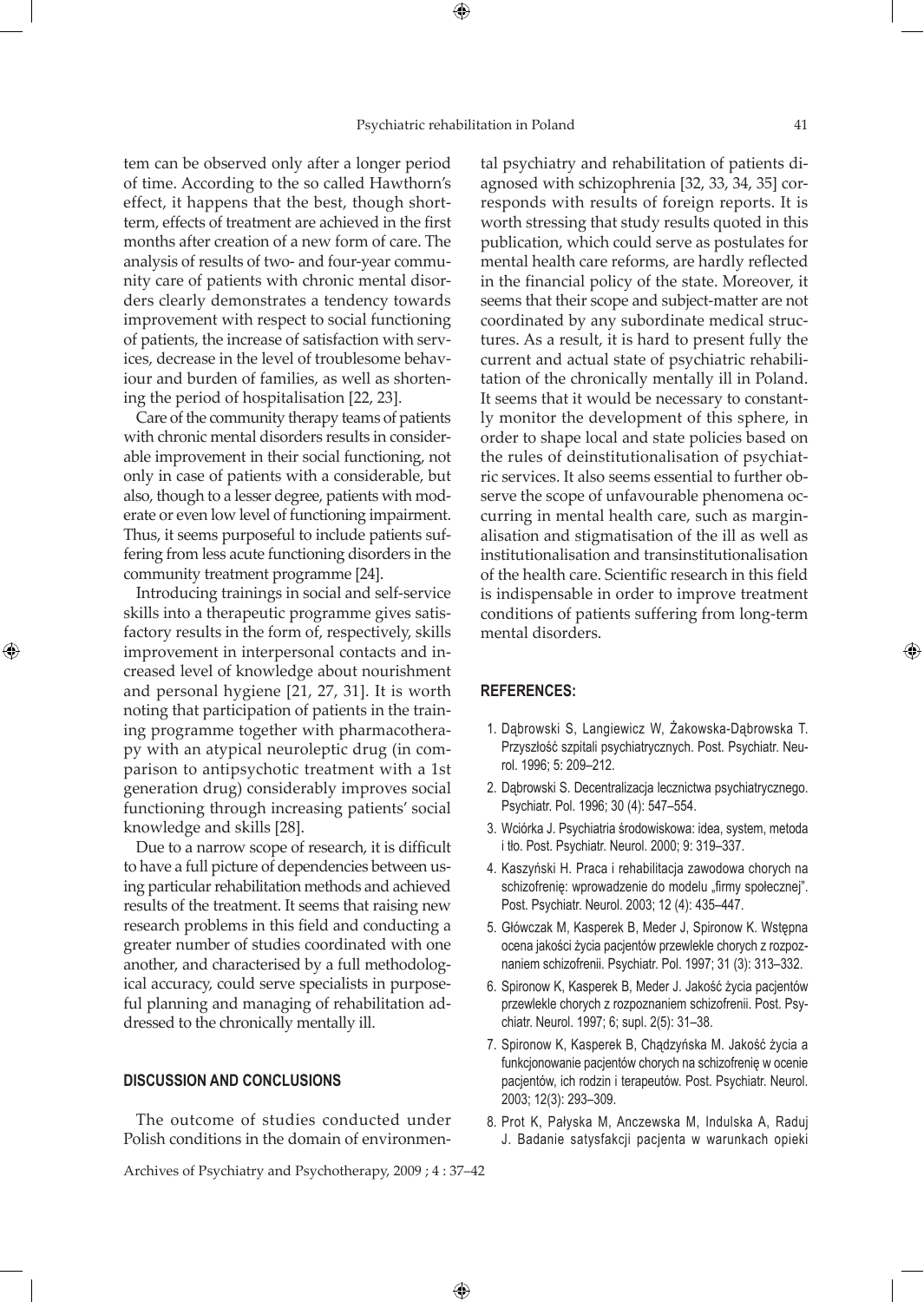tem can be observed only after a longer period of time. According to the so called Hawthorn's effect, it happens that the best, though short-term, effects of treatment are achieved in the first months after creation of a new form of care. The analysis of results of two- and four-year community care of patients with chronic mental disorders clearly demonstrates a tendency towards improvement with respect to social functioning of patients, the increase of satisfaction with services, decrease in the level of troublesome behaviour and burden of families, as well as shortening the period of hospitalisation [22, 23].

Care of the community therapy teams of patients with chronic mental disorders results in considerable improvement in their social functioning, not only in case of patients with a considerable, but also, though to a lesser degree, patients with moderate or even low level of functioning impairment. Thus, it seems purposeful to include patients suffering from less acute functioning disorders in the community treatment programme [24].

Introducing trainings in social and self-service skills into a therapeutic programme gives satisfactory results in the form of, respectively, skills improvement in interpersonal contacts and increased level of knowledge about nourishment and personal hygiene [21, 27, 31]. It is worth noting that participation of patients in the training programme together with pharmacotherapy with an atypical neuroleptic drug (in comparison to antipsychotic treatment with a 1st generation drug) considerably improves social functioning through increasing patients' social knowledge and skills [28].

Due to a narrow scope of research, it is difficult to have a full picture of dependencies between using particular rehabilitation methods and achieved results of the treatment. It seems that raising new research problems in this field and conducting a greater number of studies coordinated with one another, and characterised by a full methodological accuracy, could serve specialists in purposeful planning and managing of rehabilitation addressed to the chronically mentally ill.

## DISCUSSION AND CONCLUSIONS

The outcome of studies conducted under Polish conditions in the domain of environmental psychiatry and rehabilitation of patients diagnosed with schizophrenia [32, 33, 34, 35] corresponds with results of foreign reports. It is worth stressing that study results quoted in this publication, which could serve as postulates for mental health care reforms, are hardly reflected in the financial policy of the state. Moreover, it seems that their scope and subject-matter are not coordinated by any subordinate medical structures. As a result, it is hard to present fully the current and actual state of psychiatric rehabilitation of the chronically mentally ill in Poland. It seems that it would be necessary to constantly monitor the development of this sphere, in order to shape local and state policies based on the rules of deinstitutionalisation of psychiatric services. It also seems essential to further observe the scope of unfavourable phenomena occurring in mental health care, such as marginalisation and stigmatisation of the ill as well as institutionalisation and transinstitutionalisation of the health care. Scientific research in this field is indispensable in order to improve treatment conditions of patients suffering from long-term mental disorders.

## REFERENCES:

1. Dąbrowski S, Langiewicz W, Żakowska-Dąbrowska T. Przyszłość szpitali psychiatrycznych. Post. Psychiatr. Neurol. 1996; 5: 209–212.
2. Dąbrowski S. Decentralizacja lecznictwa psychiatrycznego. Psychiatr. Pol. 1996; 30 (4): 547–554.
3. Wciórka J. Psychiatria środowiskowa: idea, system, metoda i tło. Post. Psychiatr. Neurol. 2000; 9: 319–337.
4. Kaszyński H. Praca i rehabilitacja zawodowa chorych na schizofrenię: wprowadzenie do modelu „firmy społecznej". Post. Psychiatr. Neurol. 2003; 12 (4): 435–447.
5. Główczak M, Kasperek B, Meder J, Spironow K. Wstępna ocena jakości życia pacjentów przewlekle chorych z rozpoznaniem schizofrenii. Psychiatr. Pol. 1997; 31 (3): 313–332.
6. Spironow K, Kasperek B, Meder J. Jakość życia pacjentów przewlekle chorych z rozpoznaniem schizofrenii. Post. Psychiatr. Neurol. 1997; 6; supl. 2(5): 31–38.
7. Spironow K, Kasperek B, Chądzyńska M. Jakość życia a funkcjonowanie pacjentów chorych na schizofrenię w ocenie pacjentów, ich rodzin i terapeutów. Post. Psychiatr. Neurol. 2003; 12(3): 293–309.
8. Prot K, Pałyska M, Anczewska M, Indulska A, Raduj J. Badanie satysfakcji pacjenta w warunkach opieki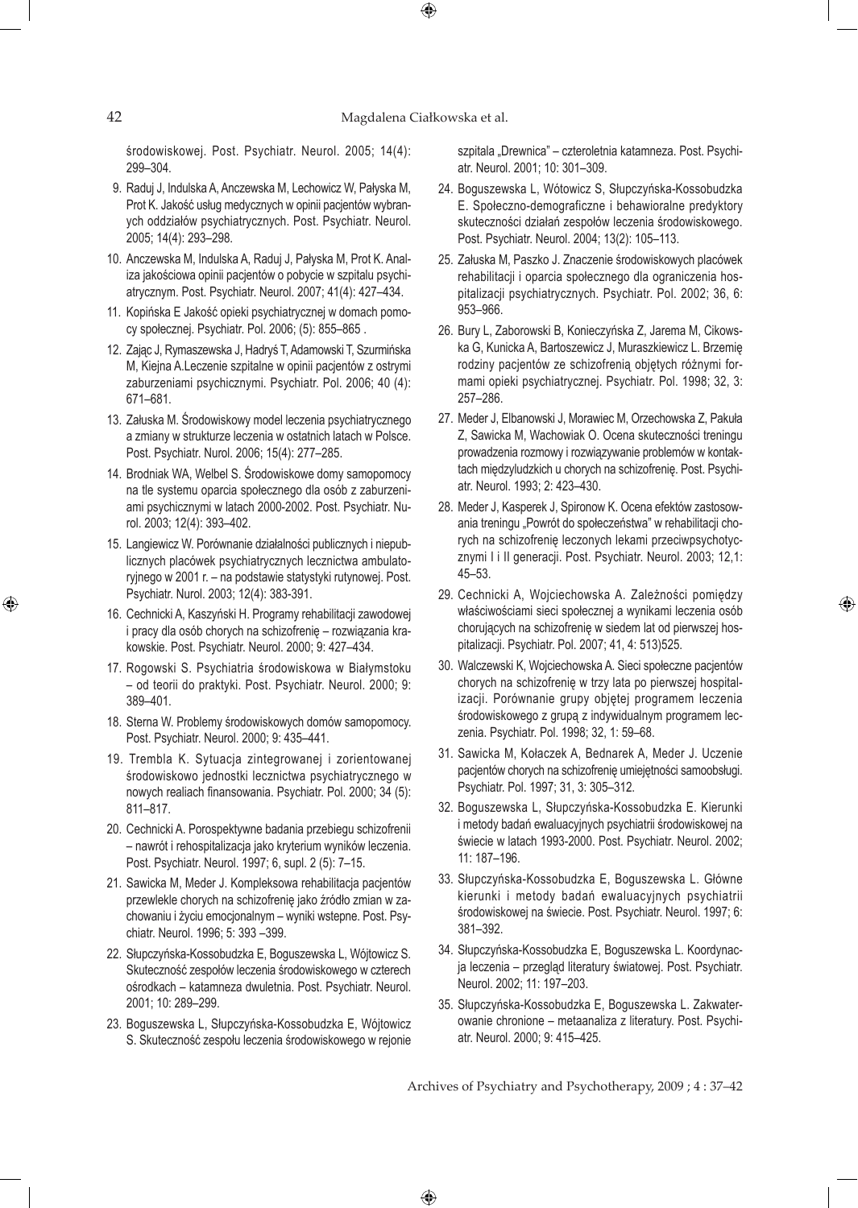środowiskowej. Post. Psychiatr. Neurol. 2005; 14(4): 299–304.

9. Raduj J, Indulska A, Anczewska M, Lechowicz W, Pałyska M, Prot K. Jakość usług medycznych w opinii pacjentów wybranych oddziałów psychiatrycznych. Post. Psychiatr. Neurol. 2005; 14(4): 293–298.
10. Anczewska M, Indulska A, Raduj J, Pałyska M, Prot K. Analiza jakościowa opinii pacjentów o pobycie w szpitalu psychiatrycznym. Post. Psychiatr. Neurol. 2007; 41(4): 427–434.
11. Kopińska E Jakość opieki psychiatrycznej w domach pomocy społecznej. Psychiatr. Pol. 2006; (5): 855–865 .
12. Zając J, Rymaszewska J, Hadryś T, Adamowski T, Szurmińska M, Kiejna A.Leczenie szpitalne w opinii pacjentów z ostrymi zaburzeniami psychicznymi. Psychiatr. Pol. 2006; 40 (4): 671–681.
13. Załuska M. Środowiskowy model leczenia psychiatrycznego a zmiany w strukturze leczenia w ostatnich latach w Polsce. Post. Psychiatr. Nurol. 2006; 15(4): 277–285.
14. Brodniak WA, Welbel S. Środowiskowe domy samopomocy na tle systemu oparcia społecznego dla osób z zaburzeniami psychicznymi w latach 2000-2002. Post. Psychiatr. Nurol. 2003; 12(4): 393–402.
15. Langiewicz W. Porównanie działalności publicznych i niepublicznych placówek psychiatrycznych lecznictwa ambulatoryjnego w 2001 r. – na podstawie statystyki rutynowej. Post. Psychiatr. Nurol. 2003; 12(4): 383-391.
16. Cechnicki A, Kaszyński H. Programy rehabilitacji zawodowej i pracy dla osób chorych na schizofrenię – rozwiązania krakowskie. Post. Psychiatr. Neurol. 2000; 9: 427–434.
17. Rogowski S. Psychiatria środowiskowa w Białymstoku – od teorii do praktyki. Post. Psychiatr. Neurol. 2000; 9: 389–401.
18. Sterna W. Problemy środowiskowych domów samopomocy. Post. Psychiatr. Neurol. 2000; 9: 435–441.
19. Trembla K. Sytuacja zintegrowanej i zorientowanej środowiskowo jednostki lecznictwa psychiatrycznego w nowych realiach finansowania. Psychiatr. Pol. 2000; 34 (5): 811–817.
20. Cechnicki A. Porospektywne badania przebiegu schizofrenii – nawrót i rehospitalizacja jako kryterium wyników leczenia. Post. Psychiatr. Neurol. 1997; 6, supl. 2 (5): 7–15.
21. Sawicka M, Meder J. Kompleksowa rehabilitacja pacjentów przewlekle chorych na schizofrenię jako źródło zmian w zachowaniu i życiu emocjonalnym – wyniki wstepne. Post. Psychiatr. Neurol. 1996; 5: 393 –399.
22. Słupczyńska-Kossobudzka E, Boguszewska L, Wójtowicz S. Skuteczność zespołów leczenia środowiskowego w czterech ośrodkach – katamneza dwuletnia. Post. Psychiatr. Neurol. 2001; 10: 289–299.
23. Boguszewska L, Słupczyńska-Kossobudzka E, Wójtowicz S. Skuteczność zespołu leczenia środowiskowego w rejonie szpitala „Drewnica" – czteroletnia katamneza. Post. Psychiatr. Neurol. 2001; 10: 301–309.
24. Boguszewska L, Wótowicz S, Słupczyńska-Kossobudzka E. Społeczno-demograficzne i behawioralne predyktory skuteczności działań zespołów leczenia środowiskowego. Post. Psychiatr. Neurol. 2004; 13(2): 105–113.
25. Załuska M, Paszko J. Znaczenie środowiskowych placówek rehabilitacji i oparcia społecznego dla ograniczenia hospitalizacji psychiatrycznych. Psychiatr. Pol. 2002; 36, 6: 953–966.
26. Bury L, Zaborowski B, Konieczyńska Z, Jarema M, Cikowska G, Kunicka A, Bartoszewicz J, Muraszkiewicz L. Brzemię rodziny pacjentów ze schizofrenią objętych różnymi formami opieki psychiatrycznej. Psychiatr. Pol. 1998; 32, 3: 257–286.
27. Meder J, Elbanowski J, Morawiec M, Orzechowska Z, Pakuła Z, Sawicka M, Wachowiak O. Ocena skuteczności treningu prowadzenia rozmowy i rozwiązywanie problemów w kontaktach międzyludzkich u chorych na schizofrenię. Post. Psychiatr. Neurol. 1993; 2: 423–430.
28. Meder J, Kasperek J, Spironow K. Ocena efektów zastosowania treningu „Powrót do społeczeństwa" w rehabilitacji chorych na schizofrenię leczonych lekami przeciwpsychotycznymi I i II generacji. Post. Psychiatr. Neurol. 2003; 12,1: 45–53.
29. Cechnicki A, Wojciechowska A. Zależności pomiędzy właściwościami sieci społecznej a wynikami leczenia osób chorujących na schizofrenię w siedem lat od pierwszej hospitalizacji. Psychiatr. Pol. 2007; 41, 4: 513)525.
30. Walczewski K, Wojciechowska A. Sieci społeczne pacjentów chorych na schizofrenię w trzy lata po pierwszej hospitalizacji. Porównanie grupy objętej programem leczenia środowiskowego z grupą z indywidualnym programem leczenia. Psychiatr. Pol. 1998; 32, 1: 59–68.
31. Sawicka M, Kołaczek A, Bednarek A, Meder J. Uczenie pacjentów chorych na schizofrenię umiejętności samoobsługi. Psychiatr. Pol. 1997; 31, 3: 305–312.
32. Boguszewska L, Słupczyńska-Kossobudzka E. Kierunki i metody badań ewaluacyjnych psychiatrii środowiskowej na świecie w latach 1993-2000. Post. Psychiatr. Neurol. 2002; 11: 187–196.
33. Słupczyńska-Kossobudzka E, Boguszewska L. Główne kierunki i metody badań ewaluacyjnych psychiatrii środowiskowej na świecie. Post. Psychiatr. Neurol. 1997; 6: 381–392.
34. Słupczyńska-Kossobudzka E, Boguszewska L. Koordynacja leczenia – przegląd literatury światowej. Post. Psychiatr. Neurol. 2002; 11: 197–203.
35. Słupczyńska-Kossobudzka E, Boguszewska L. Zakwaterowanie chronione – metaanaliza z literatury. Post. Psychiatr. Neurol. 2000; 9: 415–425.